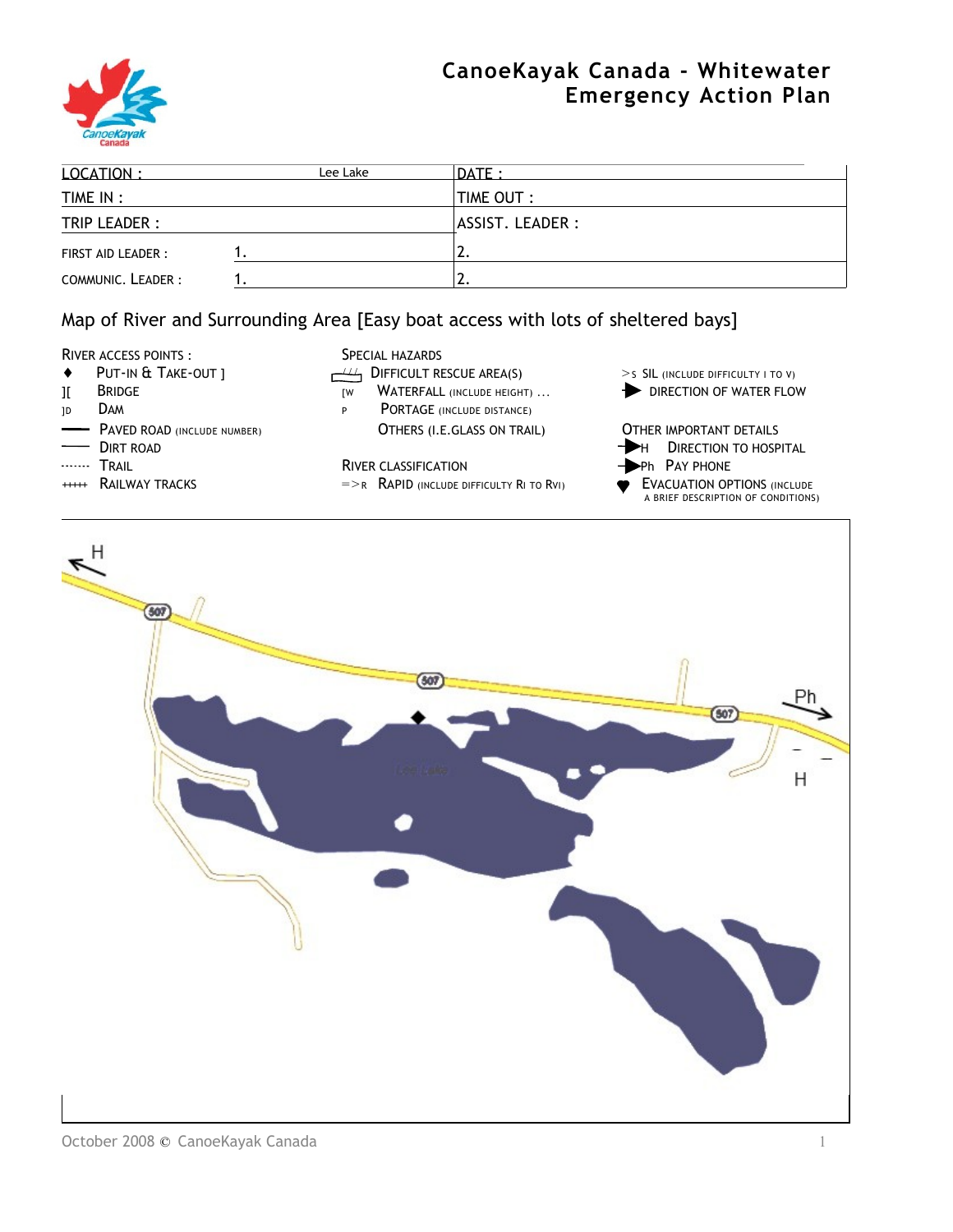# CanoeKayak Canada - Whitewater Emergency Action Plan

| LOCATION : Lee Lake | DATE : |
|---|---|
| TIME IN : | TIME OUT : |
| TRIP LEADER : | ASSIST. LEADER : |
| FIRST AID LEADER : 1. | 2. |
| COMMUNIC. LEADER : 1. | 2. |

## Map of River and Surrounding Area [Easy boat access with lots of sheltered bays]

**RIVER ACCESS POINTS :**

- ♦ PUT-IN & TAKE-OUT ]
- ][ BRIDGE
- ]D DAM
- PAVED ROAD (INCLUDE NUMBER)
- DIRT ROAD
- ······· TRAIL
- +++++ RAILWAY TRACKS

**SPECIAL HAZARDS**

- DIFFICULT RESCUE AREA(S)
- [W WATERFALL (INCLUDE HEIGHT) ...
- P PORTAGE (INCLUDE DISTANCE)
- OTHERS (I.E.GLASS ON TRAIL)

**RIVER CLASSIFICATION**

- =>R RAPID (INCLUDE DIFFICULTY RI TO RVI)

- >S SIL (INCLUDE DIFFICULTY I TO V)
- DIRECTION OF WATER FLOW

**OTHER IMPORTANT DETAILS**

- H DIRECTION TO HOSPITAL
- Ph PAY PHONE
- EVACUATION OPTIONS (INCLUDE A BRIEF DESCRIPTION OF CONDITIONS)

H

507

507

507

Ph

H

Lee Lake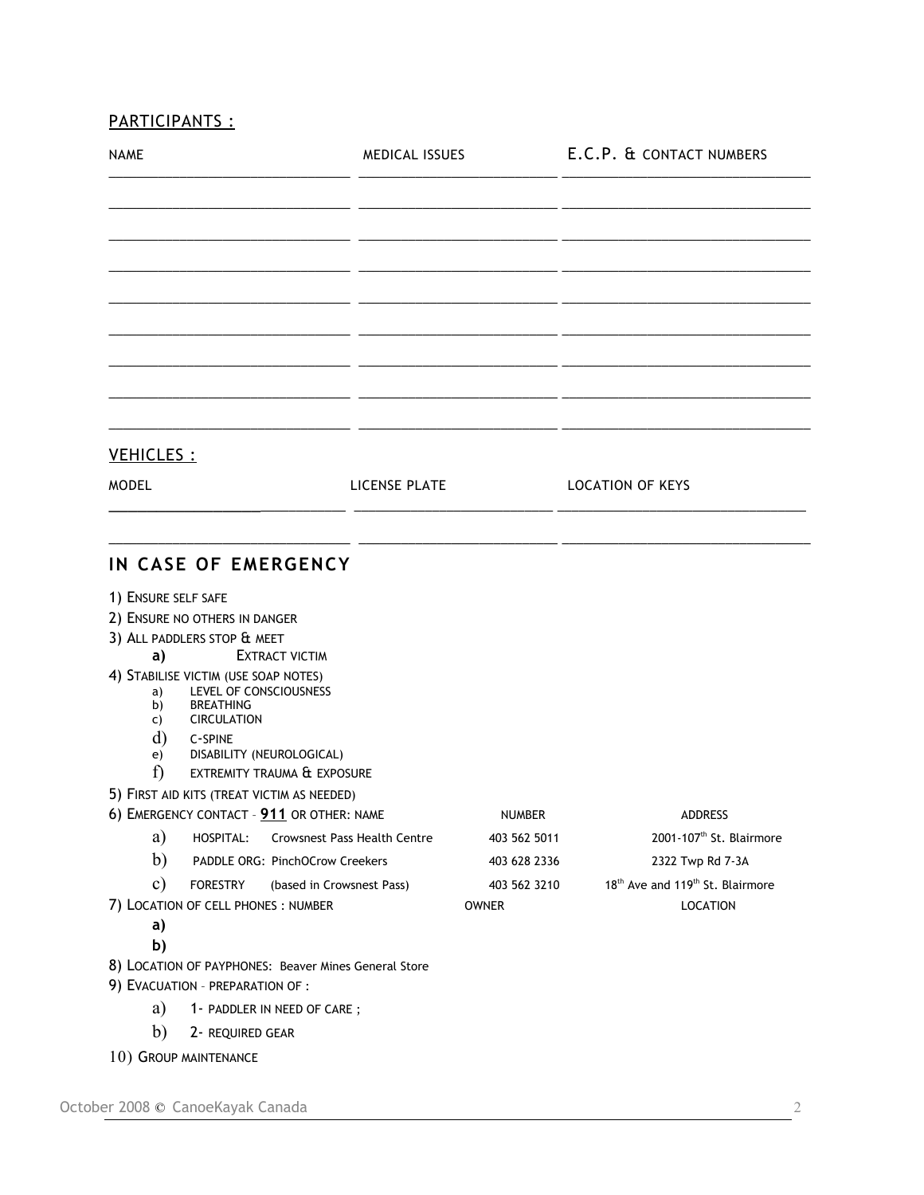## PARTICIPANTS :

| NAME | MEDICAL ISSUES | E.C.P. & CONTACT NUMBERS |
|---|---|---|
| | | |
| | | |
| | | |
| | | |
| | | |
| | | |
| | | |
| | | |
| | | |

## VEHICLES :

| MODEL | LICENSE PLATE | LOCATION OF KEYS |
|---|---|---|
| | | |
| | | |

## IN CASE OF EMERGENCY

1) ENSURE SELF SAFE
2) ENSURE NO OTHERS IN DANGER
3) ALL PADDLERS STOP & MEET
   - **a)** EXTRACT VICTIM
4) STABILISE VICTIM (USE SOAP NOTES)
   - a) LEVEL OF CONSCIOUSNESS
   - b) BREATHING
   - c) CIRCULATION
   - d) C-SPINE
   - e) DISABILITY (NEUROLOGICAL)
   - f) EXTREMITY TRAUMA & EXPOSURE
5) FIRST AID KITS (TREAT VICTIM AS NEEDED)
6) EMERGENCY CONTACT – **911** OR OTHER:

| | NAME | NUMBER | ADDRESS |
|---|---|---|---|
| a) | HOSPITAL: Crowsnest Pass Health Centre | 403 562 5011 | 2001-107th St. Blairmore |
| b) | PADDLE ORG: PinchOCrow Creekers | 403 628 2336 | 2322 Twp Rd 7-3A |
| c) | FORESTRY (based in Crowsnest Pass) | 403 562 3210 | 18th Ave and 119th St. Blairmore |

7) LOCATION OF CELL PHONES :

| | NUMBER | OWNER | LOCATION |
|---|---|---|---|
| **a)** | | | |
| **b)** | | | |

8) LOCATION OF PAYPHONES: Beaver Mines General Store
9) EVACUATION – PREPARATION OF :
   - a) 1- PADDLER IN NEED OF CARE ;
   - b) 2- REQUIRED GEAR
10) GROUP MAINTENANCE

October 2008 © CanoeKayak Canada